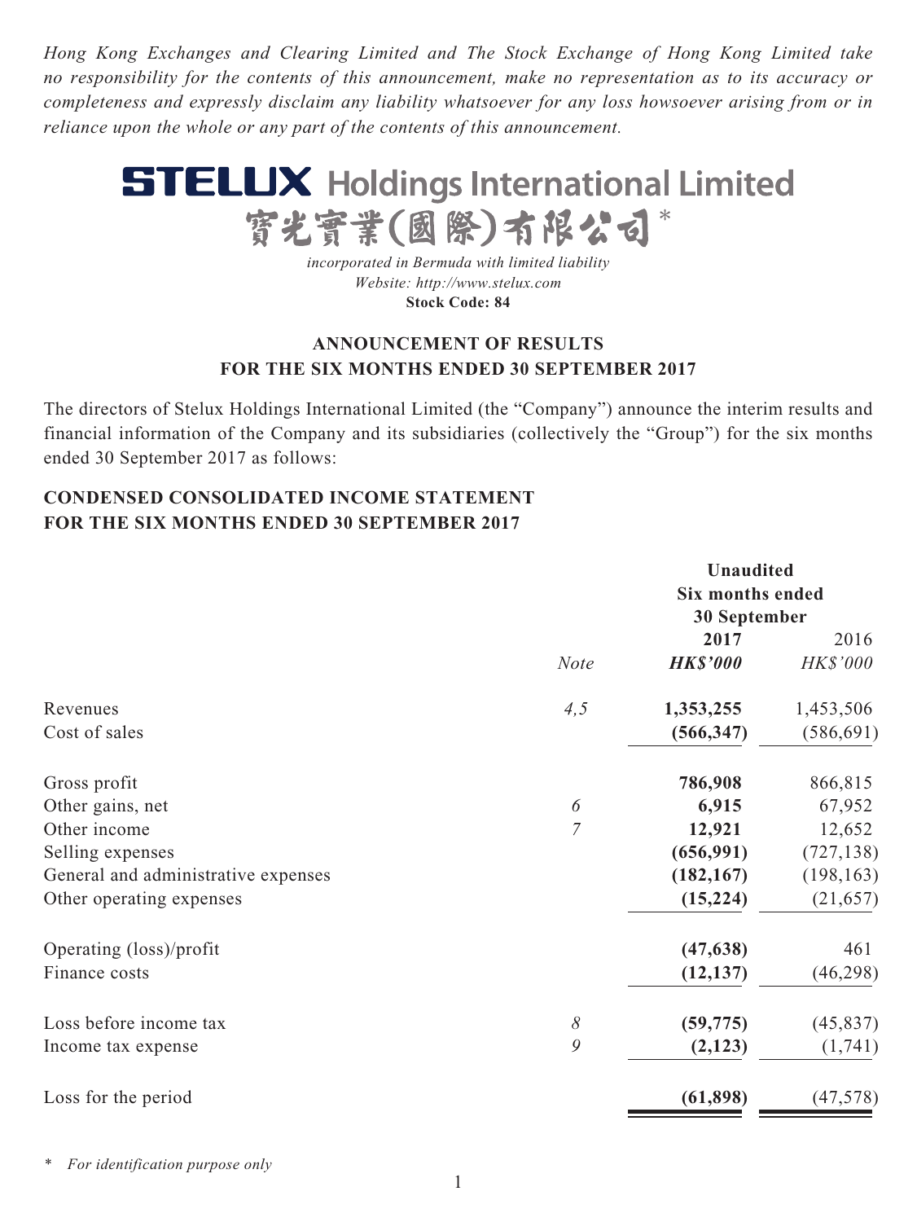*Hong Kong Exchanges and Clearing Limited and The Stock Exchange of Hong Kong Limited take no responsibility for the contents of this announcement, make no representation as to its accuracy or completeness and expressly disclaim any liability whatsoever for any loss howsoever arising from or in reliance upon the whole or any part of the contents of this announcement.*

# STELUX Holdings International Limited
# 寶光實業(國際)有限公司*

*incorporated in Bermuda with limited liability*
*Website: http://www.stelux.com*
**Stock Code: 84**

## ANNOUNCEMENT OF RESULTS FOR THE SIX MONTHS ENDED 30 SEPTEMBER 2017

The directors of Stelux Holdings International Limited (the "Company") announce the interim results and financial information of the Company and its subsidiaries (collectively the "Group") for the six months ended 30 September 2017 as follows:

## CONDENSED CONSOLIDATED INCOME STATEMENT FOR THE SIX MONTHS ENDED 30 SEPTEMBER 2017

| | | **Unaudited Six months ended 30 September** | |
|---|---|---|---|
| | | **2017** | 2016 |
| | *Note* | ***HK$'000*** | *HK$'000* |
| Revenues | *4,5* | **1,353,255** | 1,453,506 |
| Cost of sales | | **(566,347)** | (586,691) |
| Gross profit | | **786,908** | 866,815 |
| Other gains, net | *6* | **6,915** | 67,952 |
| Other income | *7* | **12,921** | 12,652 |
| Selling expenses | | **(656,991)** | (727,138) |
| General and administrative expenses | | **(182,167)** | (198,163) |
| Other operating expenses | | **(15,224)** | (21,657) |
| Operating (loss)/profit | | **(47,638)** | 461 |
| Finance costs | | **(12,137)** | (46,298) |
| Loss before income tax | *8* | **(59,775)** | (45,837) |
| Income tax expense | *9* | **(2,123)** | (1,741) |
| Loss for the period | | **(61,898)** | (47,578) |

\* *For identification purpose only*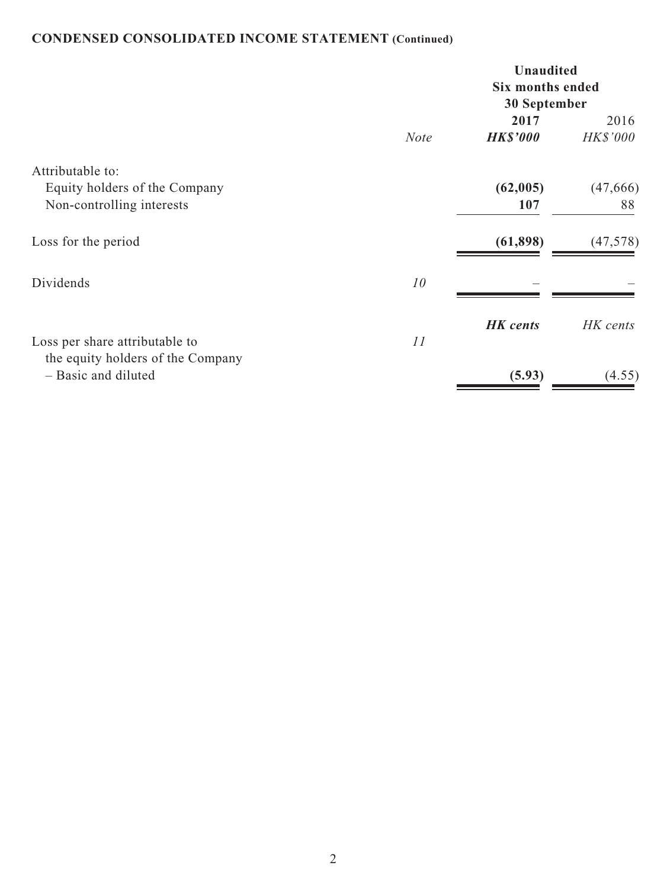## CONDENSED CONSOLIDATED INCOME STATEMENT (Continued)

| | | Unaudited Six months ended 30 September | |
|---|---|---|---|
| | | **2017** | 2016 |
| | *Note* | ***HK$'000*** | *HK$'000* |
| Attributable to: | | | |
| Equity holders of the Company | | **(62,005)** | (47,666) |
| Non-controlling interests | | **107** | 88 |
| Loss for the period | | **(61,898)** | (47,578) |
| Dividends | *10* | – | – |
| | | ***HK cents*** | *HK cents* |
| Loss per share attributable to the equity holders of the Company | *11* | | |
| – Basic and diluted | | **(5.93)** | (4.55) |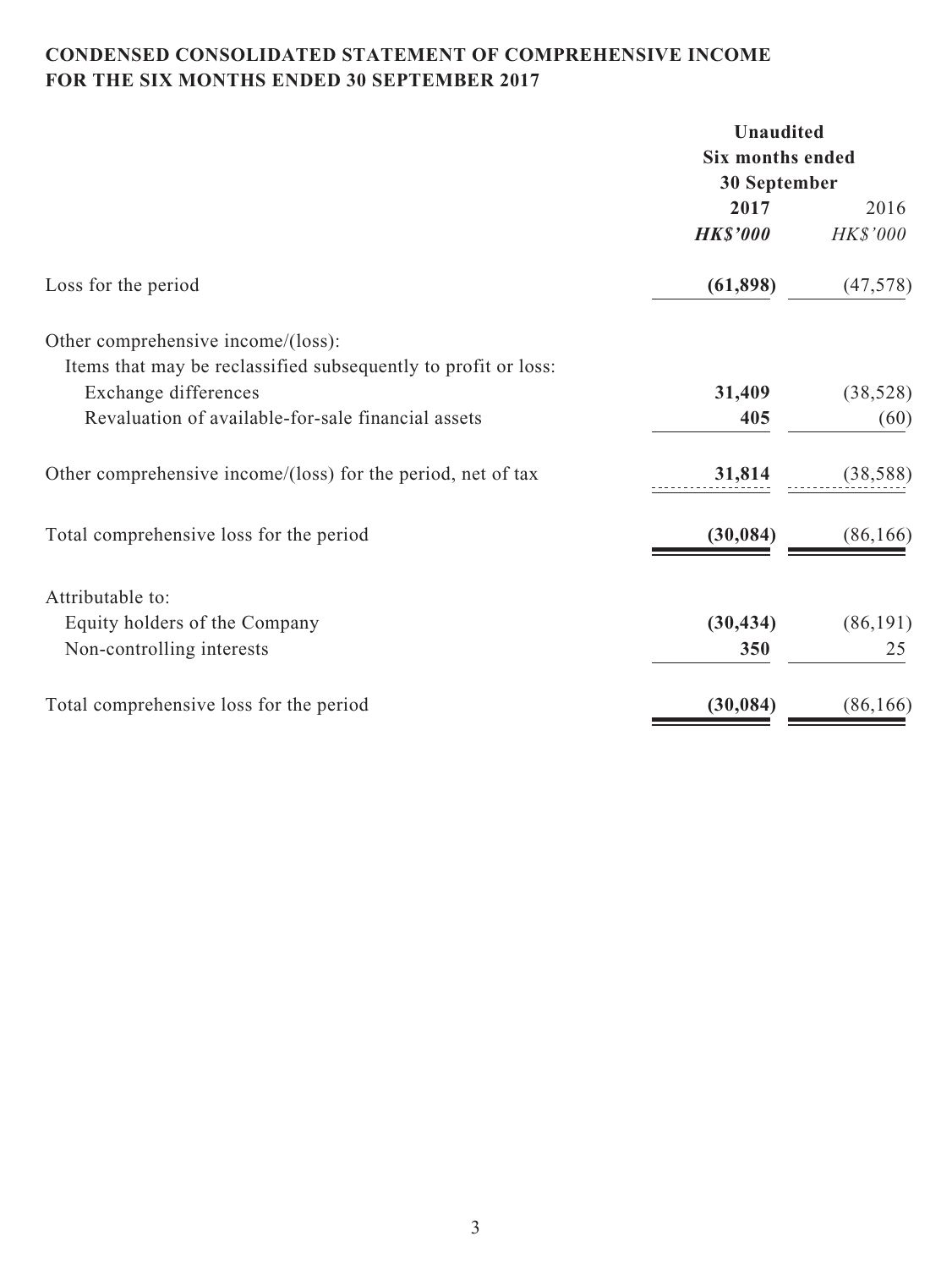**CONDENSED CONSOLIDATED STATEMENT OF COMPREHENSIVE INCOME**
**FOR THE SIX MONTHS ENDED 30 SEPTEMBER 2017**

| | Unaudited Six months ended 30 September | |
|---|---|---|
| | **2017** | 2016 |
| | ***HK$'000*** | *HK$'000* |
| Loss for the period | **(61,898)** | (47,578) |
| Other comprehensive income/(loss): | | |
| Items that may be reclassified subsequently to profit or loss: | | |
| Exchange differences | **31,409** | (38,528) |
| Revaluation of available-for-sale financial assets | **405** | (60) |
| Other comprehensive income/(loss) for the period, net of tax | **31,814** | (38,588) |
| Total comprehensive loss for the period | **(30,084)** | (86,166) |
| Attributable to: | | |
| Equity holders of the Company | **(30,434)** | (86,191) |
| Non-controlling interests | **350** | 25 |
| Total comprehensive loss for the period | **(30,084)** | (86,166) |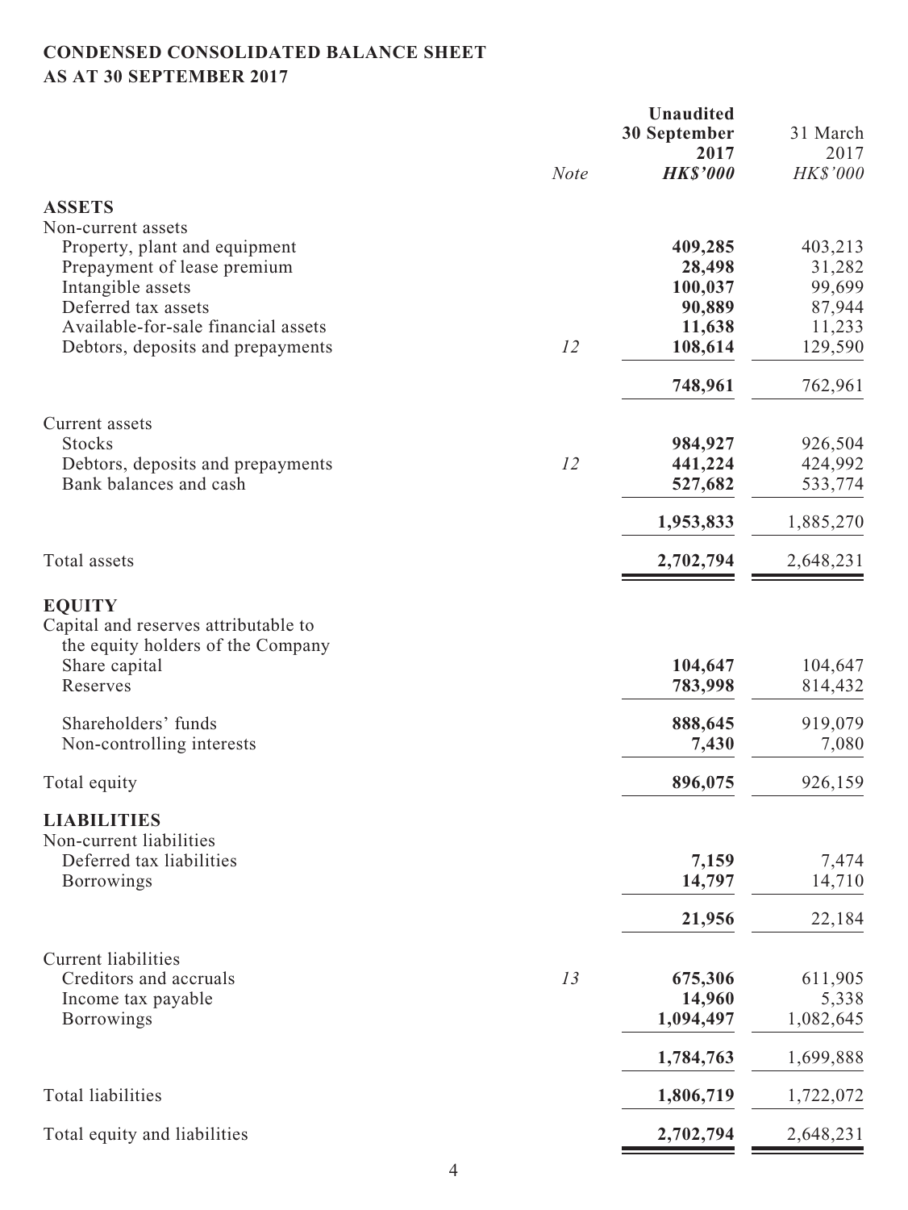# CONDENSED CONSOLIDATED BALANCE SHEET
## AS AT 30 SEPTEMBER 2017

| | Note | Unaudited 30 September 2017 HK$'000 | 31 March 2017 HK$'000 |
|---|---|---|---|
| **ASSETS** | | | |
| Non-current assets | | | |
| Property, plant and equipment | | **409,285** | 403,213 |
| Prepayment of lease premium | | **28,498** | 31,282 |
| Intangible assets | | **100,037** | 99,699 |
| Deferred tax assets | | **90,889** | 87,944 |
| Available-for-sale financial assets | | **11,638** | 11,233 |
| Debtors, deposits and prepayments | *12* | **108,614** | 129,590 |
| | | **748,961** | 762,961 |
| Current assets | | | |
| Stocks | | **984,927** | 926,504 |
| Debtors, deposits and prepayments | *12* | **441,224** | 424,992 |
| Bank balances and cash | | **527,682** | 533,774 |
| | | **1,953,833** | 1,885,270 |
| Total assets | | **2,702,794** | 2,648,231 |
| **EQUITY** | | | |
| Capital and reserves attributable to the equity holders of the Company | | | |
| Share capital | | **104,647** | 104,647 |
| Reserves | | **783,998** | 814,432 |
| Shareholders' funds | | **888,645** | 919,079 |
| Non-controlling interests | | **7,430** | 7,080 |
| Total equity | | **896,075** | 926,159 |
| **LIABILITIES** | | | |
| Non-current liabilities | | | |
| Deferred tax liabilities | | **7,159** | 7,474 |
| Borrowings | | **14,797** | 14,710 |
| | | **21,956** | 22,184 |
| Current liabilities | | | |
| Creditors and accruals | *13* | **675,306** | 611,905 |
| Income tax payable | | **14,960** | 5,338 |
| Borrowings | | **1,094,497** | 1,082,645 |
| | | **1,784,763** | 1,699,888 |
| Total liabilities | | **1,806,719** | 1,722,072 |
| Total equity and liabilities | | **2,702,794** | 2,648,231 |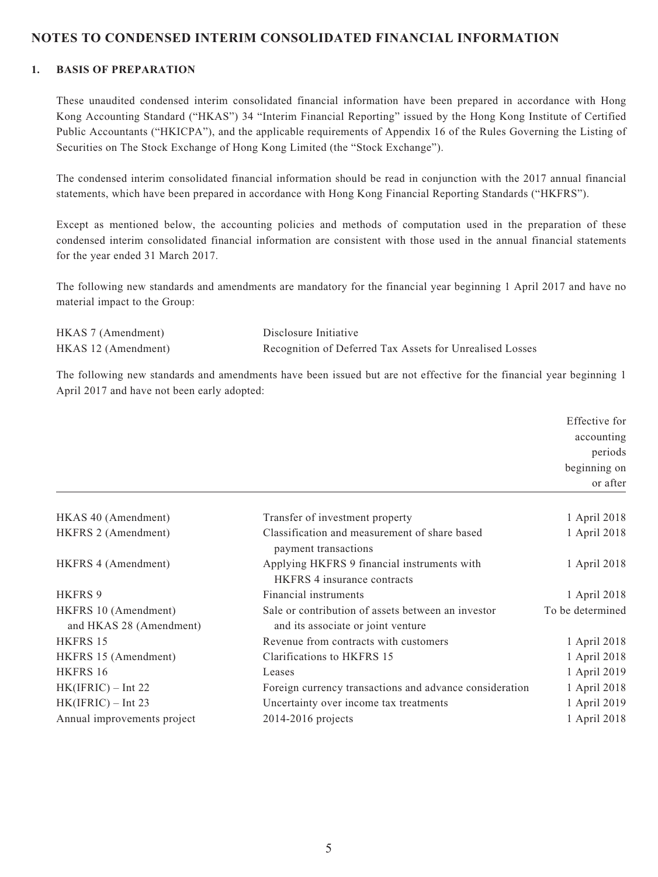## NOTES TO CONDENSED INTERIM CONSOLIDATED FINANCIAL INFORMATION

### 1. BASIS OF PREPARATION

These unaudited condensed interim consolidated financial information have been prepared in accordance with Hong Kong Accounting Standard ("HKAS") 34 "Interim Financial Reporting" issued by the Hong Kong Institute of Certified Public Accountants ("HKICPA"), and the applicable requirements of Appendix 16 of the Rules Governing the Listing of Securities on The Stock Exchange of Hong Kong Limited (the "Stock Exchange").

The condensed interim consolidated financial information should be read in conjunction with the 2017 annual financial statements, which have been prepared in accordance with Hong Kong Financial Reporting Standards ("HKFRS").

Except as mentioned below, the accounting policies and methods of computation used in the preparation of these condensed interim consolidated financial information are consistent with those used in the annual financial statements for the year ended 31 March 2017.

The following new standards and amendments are mandatory for the financial year beginning 1 April 2017 and have no material impact to the Group:

| | |
|---|---|
| HKAS 7 (Amendment) | Disclosure Initiative |
| HKAS 12 (Amendment) | Recognition of Deferred Tax Assets for Unrealised Losses |

The following new standards and amendments have been issued but are not effective for the financial year beginning 1 April 2017 and have not been early adopted:

| | | Effective for accounting periods beginning on or after |
|---|---|---|
| HKAS 40 (Amendment) | Transfer of investment property | 1 April 2018 |
| HKFRS 2 (Amendment) | Classification and measurement of share based payment transactions | 1 April 2018 |
| HKFRS 4 (Amendment) | Applying HKFRS 9 financial instruments with HKFRS 4 insurance contracts | 1 April 2018 |
| HKFRS 9 | Financial instruments | 1 April 2018 |
| HKFRS 10 (Amendment) and HKAS 28 (Amendment) | Sale or contribution of assets between an investor and its associate or joint venture | To be determined |
| HKFRS 15 | Revenue from contracts with customers | 1 April 2018 |
| HKFRS 15 (Amendment) | Clarifications to HKFRS 15 | 1 April 2018 |
| HKFRS 16 | Leases | 1 April 2019 |
| HK(IFRIC) – Int 22 | Foreign currency transactions and advance consideration | 1 April 2018 |
| HK(IFRIC) – Int 23 | Uncertainty over income tax treatments | 1 April 2019 |
| Annual improvements project | 2014-2016 projects | 1 April 2018 |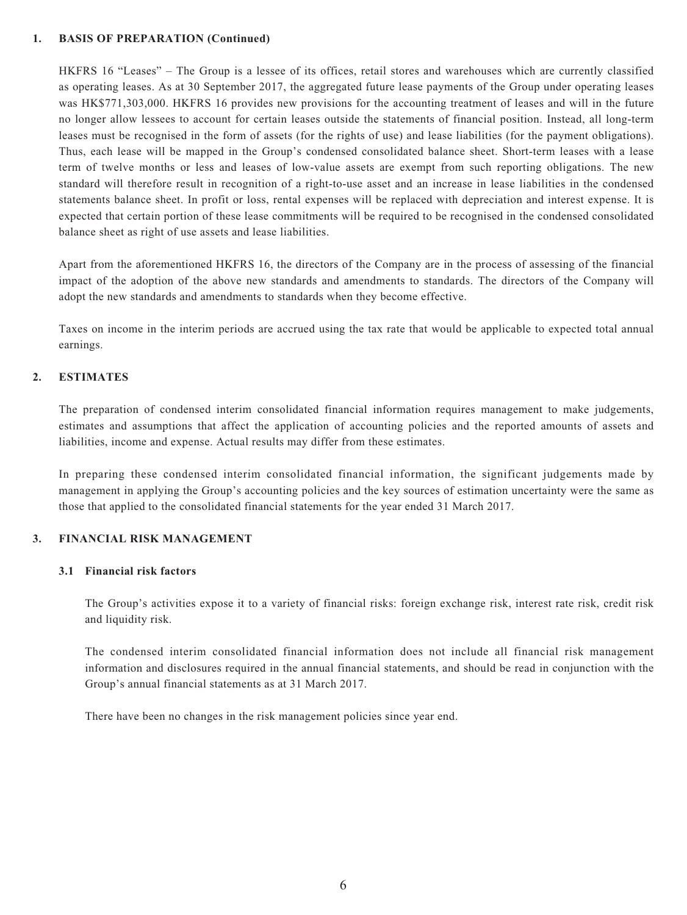## 1. BASIS OF PREPARATION (Continued)

HKFRS 16 "Leases" – The Group is a lessee of its offices, retail stores and warehouses which are currently classified as operating leases. As at 30 September 2017, the aggregated future lease payments of the Group under operating leases was HK$771,303,000. HKFRS 16 provides new provisions for the accounting treatment of leases and will in the future no longer allow lessees to account for certain leases outside the statements of financial position. Instead, all long-term leases must be recognised in the form of assets (for the rights of use) and lease liabilities (for the payment obligations). Thus, each lease will be mapped in the Group's condensed consolidated balance sheet. Short-term leases with a lease term of twelve months or less and leases of low-value assets are exempt from such reporting obligations. The new standard will therefore result in recognition of a right-to-use asset and an increase in lease liabilities in the condensed statements balance sheet. In profit or loss, rental expenses will be replaced with depreciation and interest expense. It is expected that certain portion of these lease commitments will be required to be recognised in the condensed consolidated balance sheet as right of use assets and lease liabilities.

Apart from the aforementioned HKFRS 16, the directors of the Company are in the process of assessing of the financial impact of the adoption of the above new standards and amendments to standards. The directors of the Company will adopt the new standards and amendments to standards when they become effective.

Taxes on income in the interim periods are accrued using the tax rate that would be applicable to expected total annual earnings.

## 2. ESTIMATES

The preparation of condensed interim consolidated financial information requires management to make judgements, estimates and assumptions that affect the application of accounting policies and the reported amounts of assets and liabilities, income and expense. Actual results may differ from these estimates.

In preparing these condensed interim consolidated financial information, the significant judgements made by management in applying the Group's accounting policies and the key sources of estimation uncertainty were the same as those that applied to the consolidated financial statements for the year ended 31 March 2017.

## 3. FINANCIAL RISK MANAGEMENT

### 3.1 Financial risk factors

The Group's activities expose it to a variety of financial risks: foreign exchange risk, interest rate risk, credit risk and liquidity risk.

The condensed interim consolidated financial information does not include all financial risk management information and disclosures required in the annual financial statements, and should be read in conjunction with the Group's annual financial statements as at 31 March 2017.

There have been no changes in the risk management policies since year end.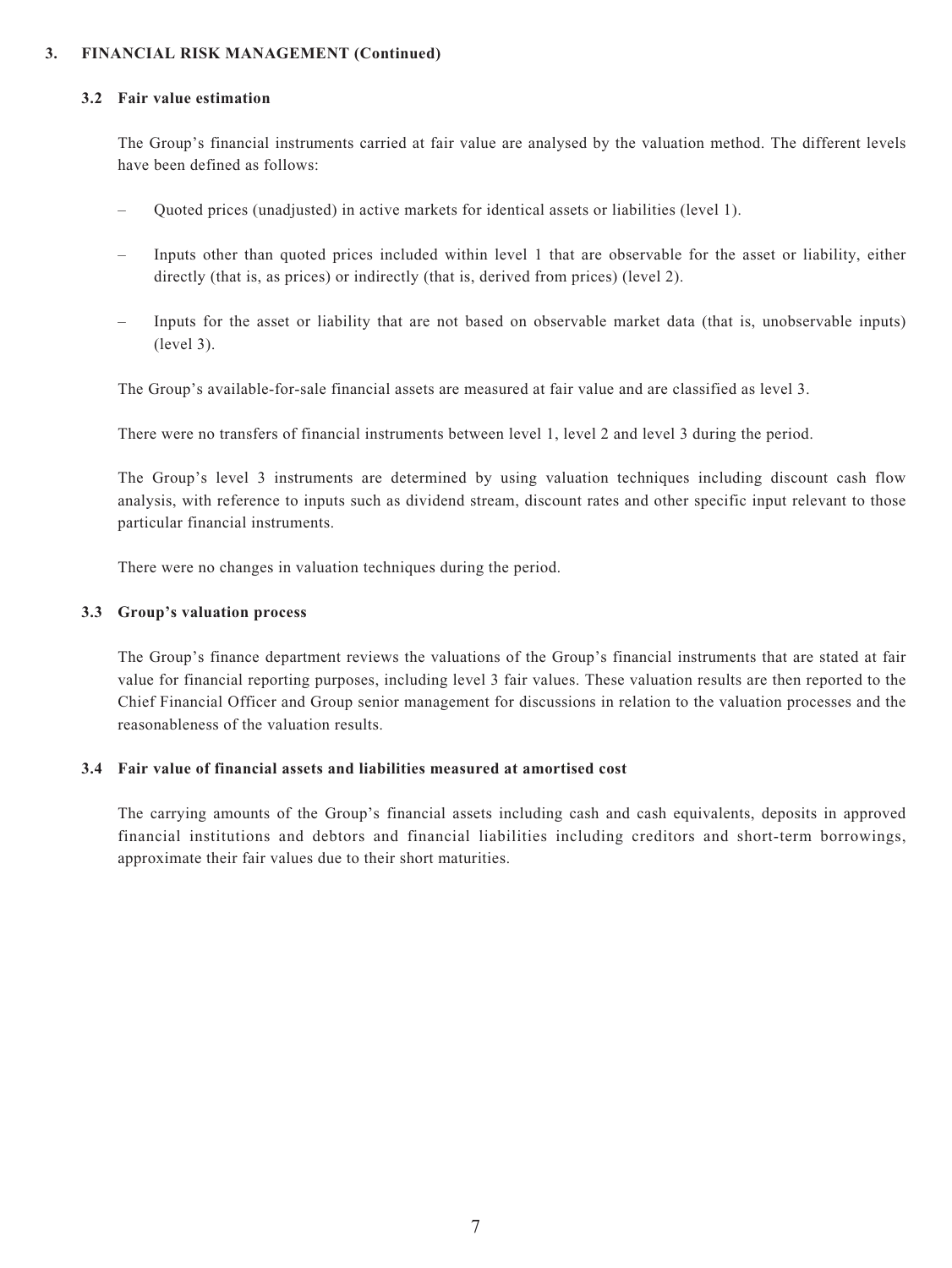## 3. FINANCIAL RISK MANAGEMENT (Continued)

### 3.2 Fair value estimation

The Group's financial instruments carried at fair value are analysed by the valuation method. The different levels have been defined as follows:

- Quoted prices (unadjusted) in active markets for identical assets or liabilities (level 1).
- Inputs other than quoted prices included within level 1 that are observable for the asset or liability, either directly (that is, as prices) or indirectly (that is, derived from prices) (level 2).
- Inputs for the asset or liability that are not based on observable market data (that is, unobservable inputs) (level 3).

The Group's available-for-sale financial assets are measured at fair value and are classified as level 3.

There were no transfers of financial instruments between level 1, level 2 and level 3 during the period.

The Group's level 3 instruments are determined by using valuation techniques including discount cash flow analysis, with reference to inputs such as dividend stream, discount rates and other specific input relevant to those particular financial instruments.

There were no changes in valuation techniques during the period.

### 3.3 Group's valuation process

The Group's finance department reviews the valuations of the Group's financial instruments that are stated at fair value for financial reporting purposes, including level 3 fair values. These valuation results are then reported to the Chief Financial Officer and Group senior management for discussions in relation to the valuation processes and the reasonableness of the valuation results.

### 3.4 Fair value of financial assets and liabilities measured at amortised cost

The carrying amounts of the Group's financial assets including cash and cash equivalents, deposits in approved financial institutions and debtors and financial liabilities including creditors and short-term borrowings, approximate their fair values due to their short maturities.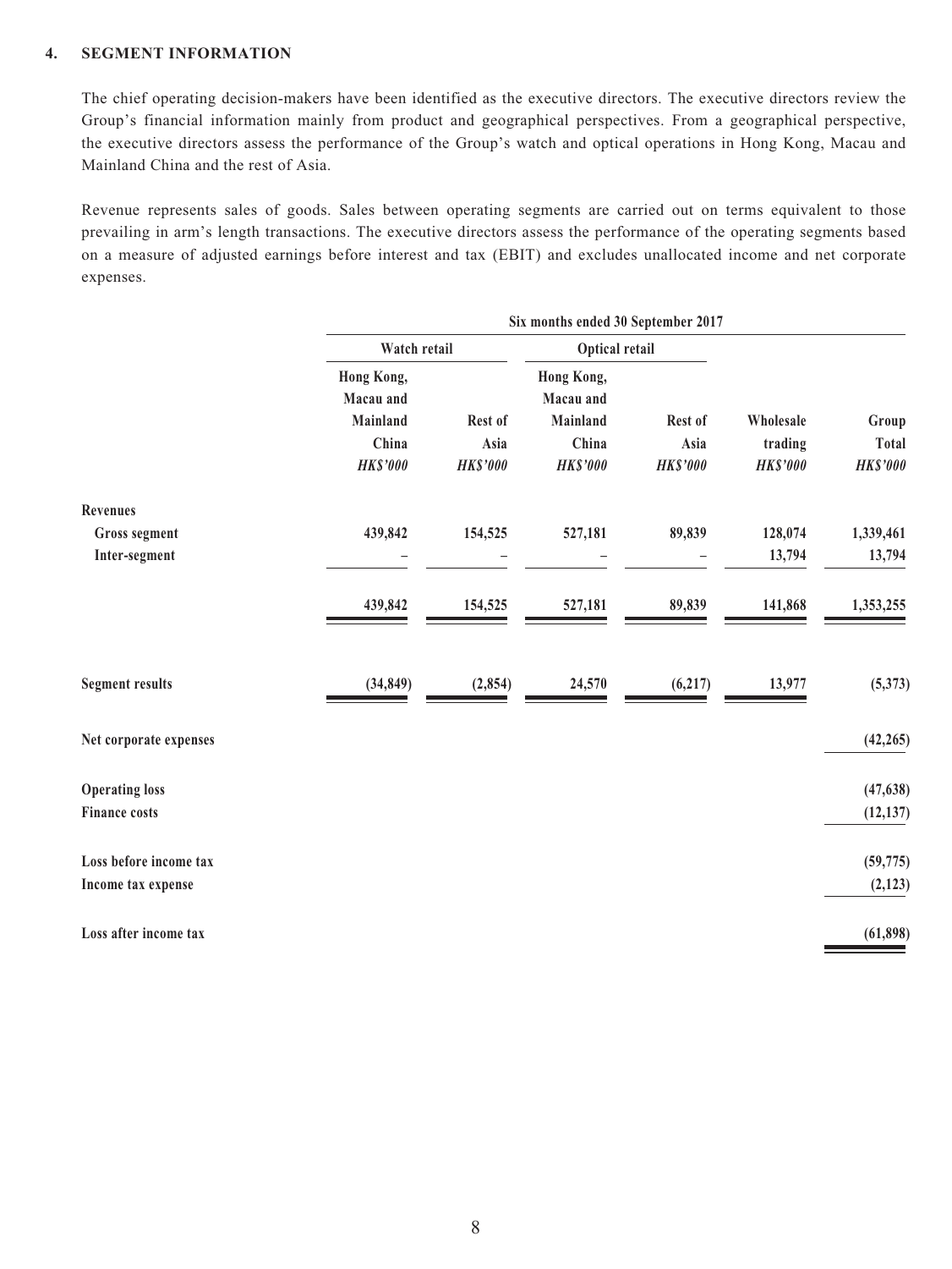## 4. SEGMENT INFORMATION

The chief operating decision-makers have been identified as the executive directors. The executive directors review the Group's financial information mainly from product and geographical perspectives. From a geographical perspective, the executive directors assess the performance of the Group's watch and optical operations in Hong Kong, Macau and Mainland China and the rest of Asia.

Revenue represents sales of goods. Sales between operating segments are carried out on terms equivalent to those prevailing in arm's length transactions. The executive directors assess the performance of the operating segments based on a measure of adjusted earnings before interest and tax (EBIT) and excludes unallocated income and net corporate expenses.

| | Six months ended 30 September 2017 | | | | | |
|---|---|---|---|---|---|---|
| | Watch retail | | Optical retail | | | |
| | Hong Kong, Macau and Mainland China *HK$'000* | Rest of Asia *HK$'000* | Hong Kong, Macau and Mainland China *HK$'000* | Rest of Asia *HK$'000* | Wholesale trading *HK$'000* | Group Total *HK$'000* |
| **Revenues** | | | | | | |
| Gross segment | 439,842 | 154,525 | 527,181 | 89,839 | 128,074 | 1,339,461 |
| Inter-segment | – | – | – | – | 13,794 | 13,794 |
| | 439,842 | 154,525 | 527,181 | 89,839 | 141,868 | 1,353,255 |
| **Segment results** | (34,849) | (2,854) | 24,570 | (6,217) | 13,977 | (5,373) |
| **Net corporate expenses** | | | | | | (42,265) |
| **Operating loss** | | | | | | (47,638) |
| **Finance costs** | | | | | | (12,137) |
| **Loss before income tax** | | | | | | (59,775) |
| **Income tax expense** | | | | | | (2,123) |
| **Loss after income tax** | | | | | | (61,898) |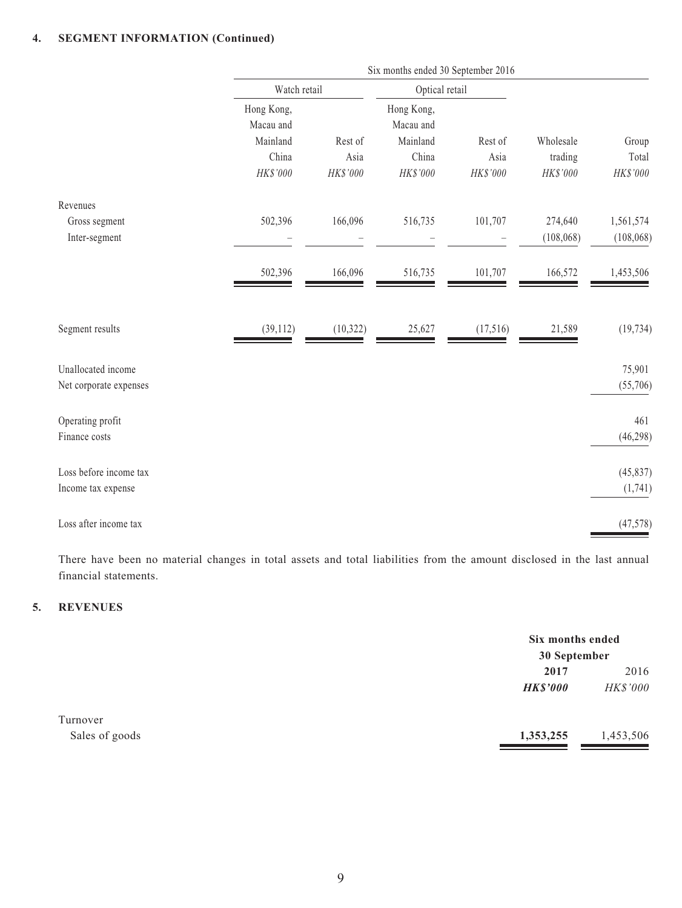## 4. SEGMENT INFORMATION (Continued)

| | Six months ended 30 September 2016 | | | | | |
|---|---|---|---|---|---|---|
| | Watch retail | | Optical retail | | | |
| | Hong Kong, Macau and Mainland China | Rest of Asia | Hong Kong, Macau and Mainland China | Rest of Asia | Wholesale trading | Group Total |
| | *HK$'000* | *HK$'000* | *HK$'000* | *HK$'000* | *HK$'000* | *HK$'000* |
| Revenues | | | | | | |
| Gross segment | 502,396 | 166,096 | 516,735 | 101,707 | 274,640 | 1,561,574 |
| Inter-segment | – | – | – | – | (108,068) | (108,068) |
| | 502,396 | 166,096 | 516,735 | 101,707 | 166,572 | 1,453,506 |
| Segment results | (39,112) | (10,322) | 25,627 | (17,516) | 21,589 | (19,734) |
| Unallocated income | | | | | | 75,901 |
| Net corporate expenses | | | | | | (55,706) |
| Operating profit | | | | | | 461 |
| Finance costs | | | | | | (46,298) |
| Loss before income tax | | | | | | (45,837) |
| Income tax expense | | | | | | (1,741) |
| Loss after income tax | | | | | | (47,578) |

There have been no material changes in total assets and total liabilities from the amount disclosed in the last annual financial statements.

## 5. REVENUES

| | Six months ended 30 September | |
|---|---|---|
| | **2017** | 2016 |
| | ***HK$'000*** | *HK$'000* |
| Turnover | | |
| Sales of goods | **1,353,255** | 1,453,506 |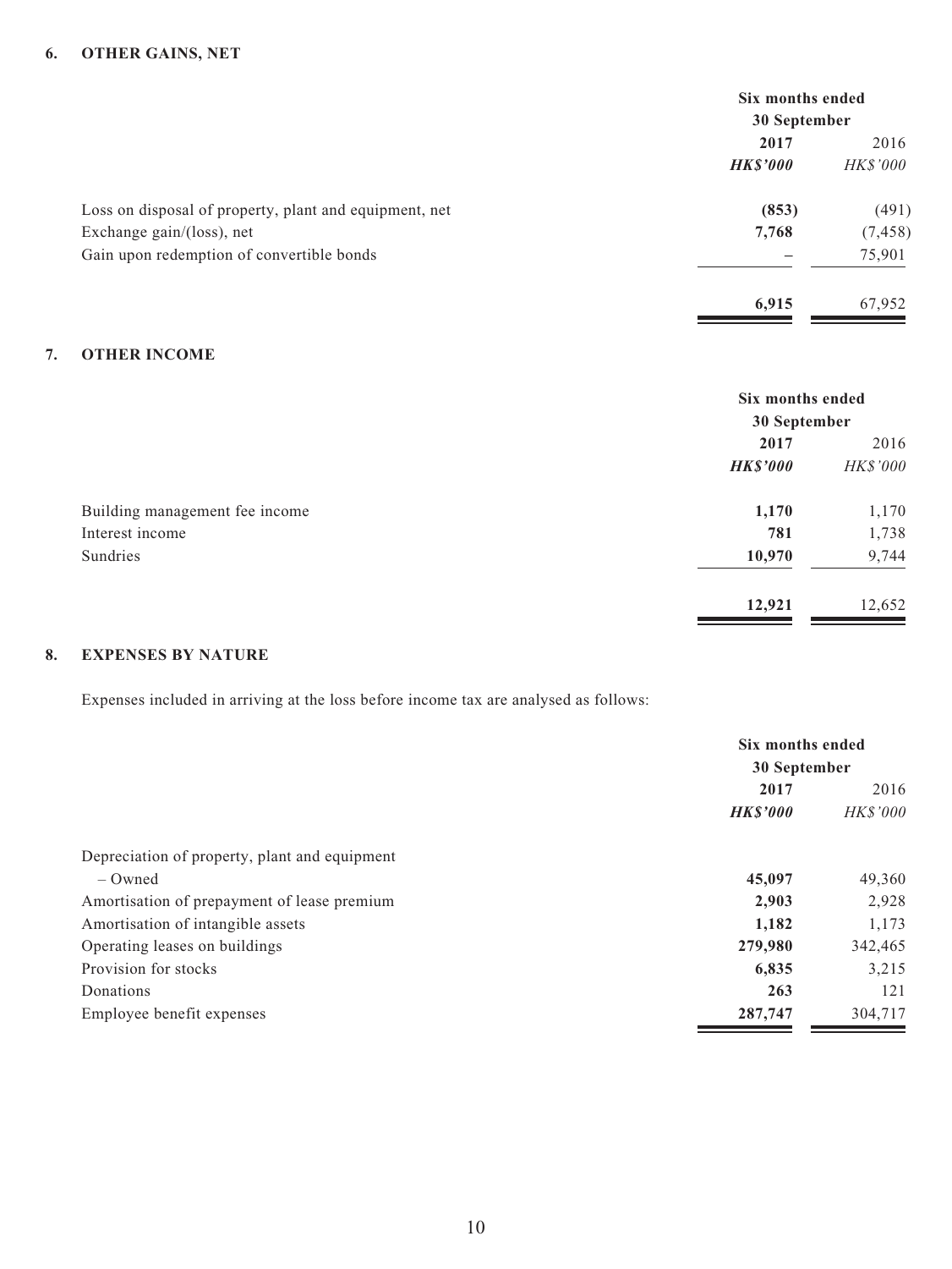## 6. OTHER GAINS, NET

| | Six months ended 30 September | |
|---|---|---|
| | **2017** | 2016 |
| | ***HK$'000*** | *HK$'000* |
| Loss on disposal of property, plant and equipment, net | **(853)** | (491) |
| Exchange gain/(loss), net | **7,768** | (7,458) |
| Gain upon redemption of convertible bonds | **–** | 75,901 |
| | **6,915** | 67,952 |

## 7. OTHER INCOME

| | Six months ended 30 September | |
|---|---|---|
| | **2017** | 2016 |
| | ***HK$'000*** | *HK$'000* |
| Building management fee income | **1,170** | 1,170 |
| Interest income | **781** | 1,738 |
| Sundries | **10,970** | 9,744 |
| | **12,921** | 12,652 |

## 8. EXPENSES BY NATURE

Expenses included in arriving at the loss before income tax are analysed as follows:

| | Six months ended 30 September | |
|---|---|---|
| | **2017** | 2016 |
| | ***HK$'000*** | *HK$'000* |
| Depreciation of property, plant and equipment | | |
| – Owned | **45,097** | 49,360 |
| Amortisation of prepayment of lease premium | **2,903** | 2,928 |
| Amortisation of intangible assets | **1,182** | 1,173 |
| Operating leases on buildings | **279,980** | 342,465 |
| Provision for stocks | **6,835** | 3,215 |
| Donations | **263** | 121 |
| Employee benefit expenses | **287,747** | 304,717 |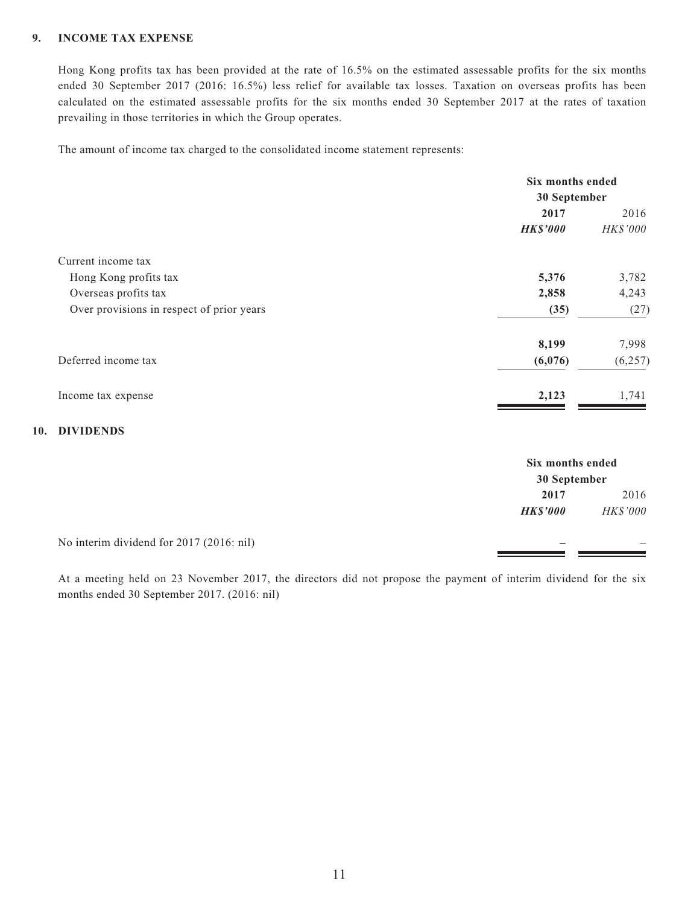## 9. INCOME TAX EXPENSE

Hong Kong profits tax has been provided at the rate of 16.5% on the estimated assessable profits for the six months ended 30 September 2017 (2016: 16.5%) less relief for available tax losses. Taxation on overseas profits has been calculated on the estimated assessable profits for the six months ended 30 September 2017 at the rates of taxation prevailing in those territories in which the Group operates.

The amount of income tax charged to the consolidated income statement represents:

| | Six months ended 30 September | |
|---|---|---|
| | **2017** | 2016 |
| | ***HK$'000*** | *HK$'000* |
| Current income tax | | |
| Hong Kong profits tax | **5,376** | 3,782 |
| Overseas profits tax | **2,858** | 4,243 |
| Over provisions in respect of prior years | **(35)** | (27) |
| | **8,199** | 7,998 |
| Deferred income tax | **(6,076)** | (6,257) |
| Income tax expense | **2,123** | 1,741 |

## 10. DIVIDENDS

| | Six months ended 30 September | |
|---|---|---|
| | **2017** | 2016 |
| | ***HK$'000*** | *HK$'000* |
| No interim dividend for 2017 (2016: nil) | **–** | – |

At a meeting held on 23 November 2017, the directors did not propose the payment of interim dividend for the six months ended 30 September 2017. (2016: nil)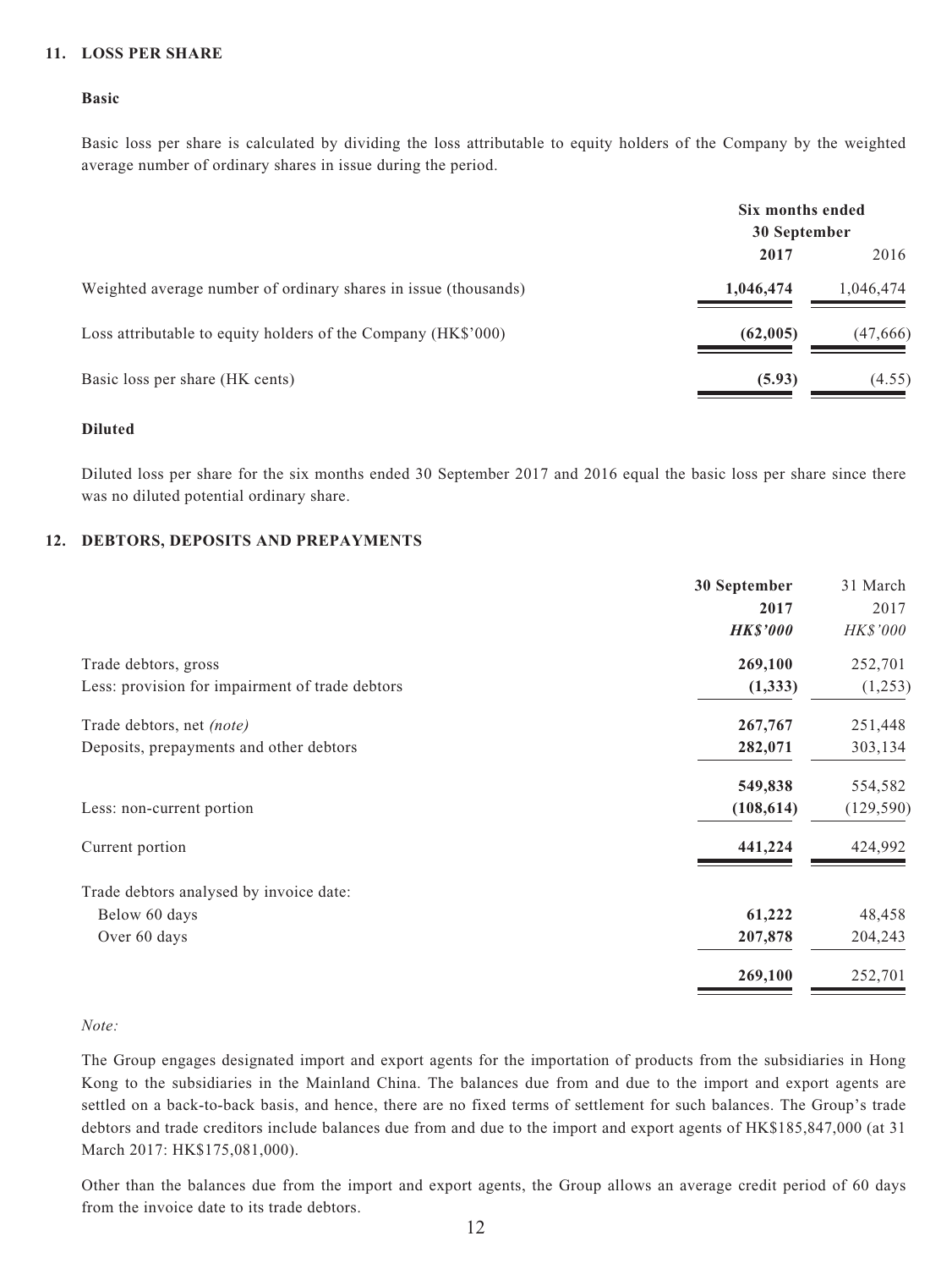## 11. LOSS PER SHARE

### Basic

Basic loss per share is calculated by dividing the loss attributable to equity holders of the Company by the weighted average number of ordinary shares in issue during the period.

| | Six months ended 30 September | |
|---|---|---|
| | **2017** | 2016 |
| Weighted average number of ordinary shares in issue (thousands) | **1,046,474** | 1,046,474 |
| Loss attributable to equity holders of the Company (HK$'000) | **(62,005)** | (47,666) |
| Basic loss per share (HK cents) | **(5.93)** | (4.55) |

### Diluted

Diluted loss per share for the six months ended 30 September 2017 and 2016 equal the basic loss per share since there was no diluted potential ordinary share.

## 12. DEBTORS, DEPOSITS AND PREPAYMENTS

| | **30 September 2017** | 31 March 2017 |
|---|---|---|
| | ***HK$'000*** | *HK$'000* |
| Trade debtors, gross | **269,100** | 252,701 |
| Less: provision for impairment of trade debtors | **(1,333)** | (1,253) |
| Trade debtors, net *(note)* | **267,767** | 251,448 |
| Deposits, prepayments and other debtors | **282,071** | 303,134 |
| | **549,838** | 554,582 |
| Less: non-current portion | **(108,614)** | (129,590) |
| Current portion | **441,224** | 424,992 |
| Trade debtors analysed by invoice date: | | |
| Below 60 days | **61,222** | 48,458 |
| Over 60 days | **207,878** | 204,243 |
| | **269,100** | 252,701 |

*Note:*

The Group engages designated import and export agents for the importation of products from the subsidiaries in Hong Kong to the subsidiaries in the Mainland China. The balances due from and due to the import and export agents are settled on a back-to-back basis, and hence, there are no fixed terms of settlement for such balances. The Group's trade debtors and trade creditors include balances due from and due to the import and export agents of HK$185,847,000 (at 31 March 2017: HK$175,081,000).

Other than the balances due from the import and export agents, the Group allows an average credit period of 60 days from the invoice date to its trade debtors.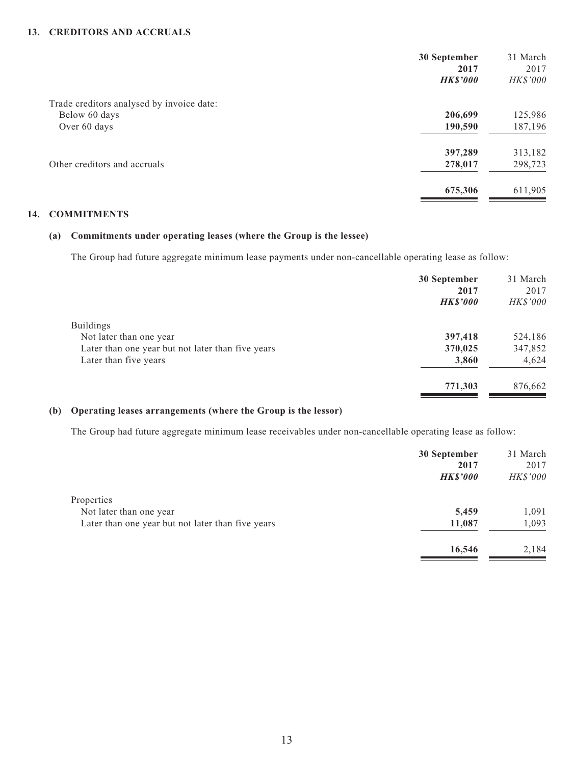## 13. CREDITORS AND ACCRUALS

| | **30 September 2017** | 31 March 2017 |
|---|---|---|
| | ***HK$'000*** | *HK$'000* |
| Trade creditors analysed by invoice date: | | |
| Below 60 days | **206,699** | 125,986 |
| Over 60 days | **190,590** | 187,196 |
| | **397,289** | 313,182 |
| Other creditors and accruals | **278,017** | 298,723 |
| | **675,306** | 611,905 |

## 14. COMMITMENTS

### (a) Commitments under operating leases (where the Group is the lessee)

The Group had future aggregate minimum lease payments under non-cancellable operating lease as follow:

| | **30 September 2017** | 31 March 2017 |
|---|---|---|
| | ***HK$'000*** | *HK$'000* |
| Buildings | | |
| Not later than one year | **397,418** | 524,186 |
| Later than one year but not later than five years | **370,025** | 347,852 |
| Later than five years | **3,860** | 4,624 |
| | **771,303** | 876,662 |

### (b) Operating leases arrangements (where the Group is the lessor)

The Group had future aggregate minimum lease receivables under non-cancellable operating lease as follow:

| | **30 September 2017** | 31 March 2017 |
|---|---|---|
| | ***HK$'000*** | *HK$'000* |
| Properties | | |
| Not later than one year | **5,459** | 1,091 |
| Later than one year but not later than five years | **11,087** | 1,093 |
| | **16,546** | 2,184 |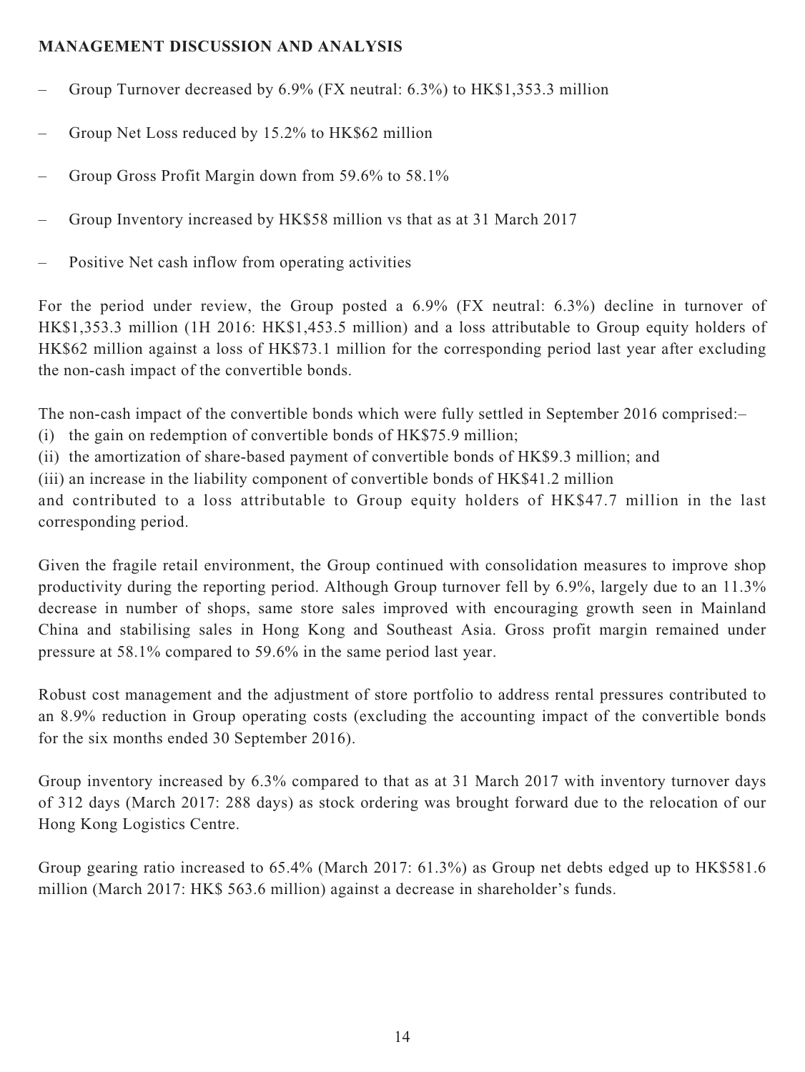**MANAGEMENT DISCUSSION AND ANALYSIS**

- Group Turnover decreased by 6.9% (FX neutral: 6.3%) to HK$1,353.3 million
- Group Net Loss reduced by 15.2% to HK$62 million
- Group Gross Profit Margin down from 59.6% to 58.1%
- Group Inventory increased by HK$58 million vs that as at 31 March 2017
- Positive Net cash inflow from operating activities

For the period under review, the Group posted a 6.9% (FX neutral: 6.3%) decline in turnover of HK$1,353.3 million (1H 2016: HK$1,453.5 million) and a loss attributable to Group equity holders of HK$62 million against a loss of HK$73.1 million for the corresponding period last year after excluding the non-cash impact of the convertible bonds.

The non-cash impact of the convertible bonds which were fully settled in September 2016 comprised:–

(i) the gain on redemption of convertible bonds of HK$75.9 million;

(ii) the amortization of share-based payment of convertible bonds of HK$9.3 million; and

(iii) an increase in the liability component of convertible bonds of HK$41.2 million

and contributed to a loss attributable to Group equity holders of HK$47.7 million in the last corresponding period.

Given the fragile retail environment, the Group continued with consolidation measures to improve shop productivity during the reporting period. Although Group turnover fell by 6.9%, largely due to an 11.3% decrease in number of shops, same store sales improved with encouraging growth seen in Mainland China and stabilising sales in Hong Kong and Southeast Asia. Gross profit margin remained under pressure at 58.1% compared to 59.6% in the same period last year.

Robust cost management and the adjustment of store portfolio to address rental pressures contributed to an 8.9% reduction in Group operating costs (excluding the accounting impact of the convertible bonds for the six months ended 30 September 2016).

Group inventory increased by 6.3% compared to that as at 31 March 2017 with inventory turnover days of 312 days (March 2017: 288 days) as stock ordering was brought forward due to the relocation of our Hong Kong Logistics Centre.

Group gearing ratio increased to 65.4% (March 2017: 61.3%) as Group net debts edged up to HK$581.6 million (March 2017: HK$ 563.6 million) against a decrease in shareholder's funds.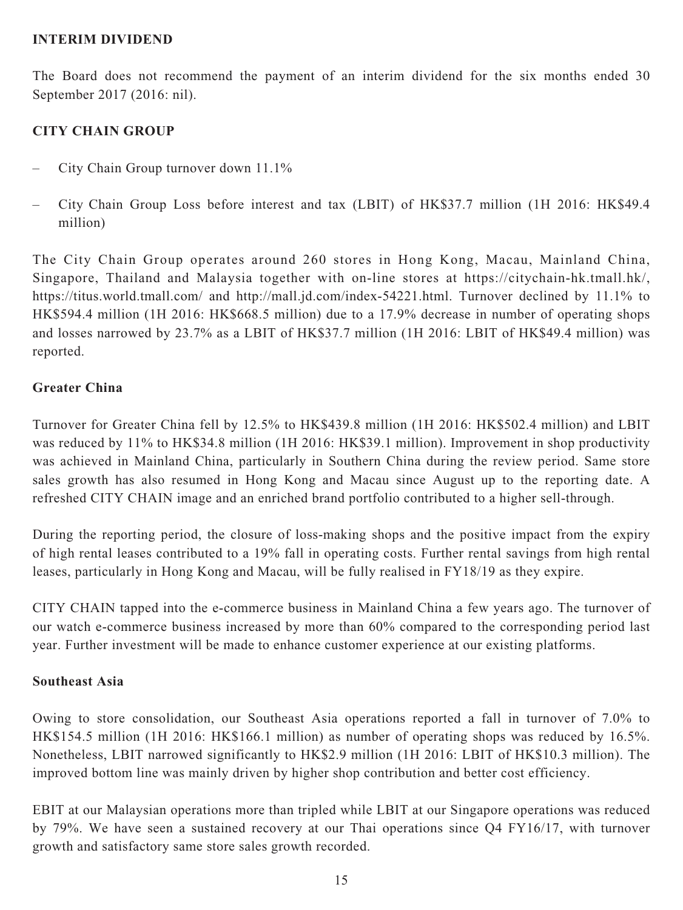## INTERIM DIVIDEND

The Board does not recommend the payment of an interim dividend for the six months ended 30 September 2017 (2016: nil).

## CITY CHAIN GROUP

- City Chain Group turnover down 11.1%
- City Chain Group Loss before interest and tax (LBIT) of HK$37.7 million (1H 2016: HK$49.4 million)

The City Chain Group operates around 260 stores in Hong Kong, Macau, Mainland China, Singapore, Thailand and Malaysia together with on-line stores at https://citychain-hk.tmall.hk/, https://titus.world.tmall.com/ and http://mall.jd.com/index-54221.html. Turnover declined by 11.1% to HK$594.4 million (1H 2016: HK$668.5 million) due to a 17.9% decrease in number of operating shops and losses narrowed by 23.7% as a LBIT of HK$37.7 million (1H 2016: LBIT of HK$49.4 million) was reported.

### Greater China

Turnover for Greater China fell by 12.5% to HK$439.8 million (1H 2016: HK$502.4 million) and LBIT was reduced by 11% to HK$34.8 million (1H 2016: HK$39.1 million). Improvement in shop productivity was achieved in Mainland China, particularly in Southern China during the review period. Same store sales growth has also resumed in Hong Kong and Macau since August up to the reporting date. A refreshed CITY CHAIN image and an enriched brand portfolio contributed to a higher sell-through.

During the reporting period, the closure of loss-making shops and the positive impact from the expiry of high rental leases contributed to a 19% fall in operating costs. Further rental savings from high rental leases, particularly in Hong Kong and Macau, will be fully realised in FY18/19 as they expire.

CITY CHAIN tapped into the e-commerce business in Mainland China a few years ago. The turnover of our watch e-commerce business increased by more than 60% compared to the corresponding period last year. Further investment will be made to enhance customer experience at our existing platforms.

### Southeast Asia

Owing to store consolidation, our Southeast Asia operations reported a fall in turnover of 7.0% to HK$154.5 million (1H 2016: HK$166.1 million) as number of operating shops was reduced by 16.5%. Nonetheless, LBIT narrowed significantly to HK$2.9 million (1H 2016: LBIT of HK$10.3 million). The improved bottom line was mainly driven by higher shop contribution and better cost efficiency.

EBIT at our Malaysian operations more than tripled while LBIT at our Singapore operations was reduced by 79%. We have seen a sustained recovery at our Thai operations since Q4 FY16/17, with turnover growth and satisfactory same store sales growth recorded.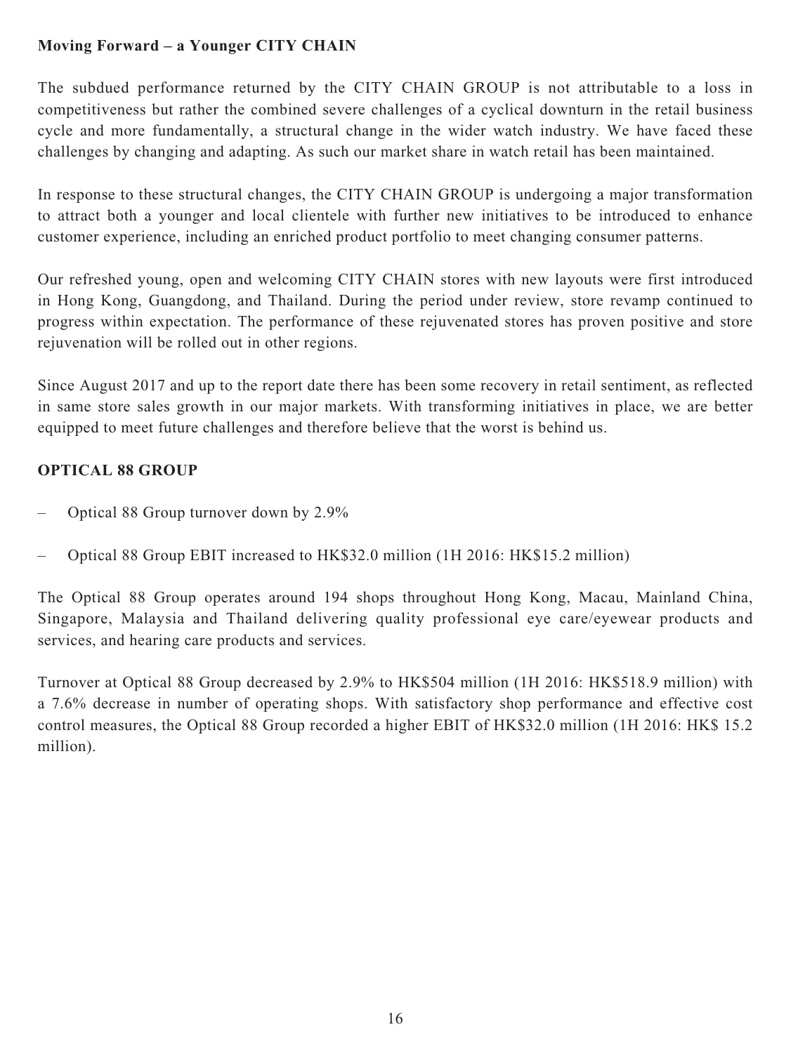**Moving Forward – a Younger CITY CHAIN**

The subdued performance returned by the CITY CHAIN GROUP is not attributable to a loss in competitiveness but rather the combined severe challenges of a cyclical downturn in the retail business cycle and more fundamentally, a structural change in the wider watch industry. We have faced these challenges by changing and adapting. As such our market share in watch retail has been maintained.

In response to these structural changes, the CITY CHAIN GROUP is undergoing a major transformation to attract both a younger and local clientele with further new initiatives to be introduced to enhance customer experience, including an enriched product portfolio to meet changing consumer patterns.

Our refreshed young, open and welcoming CITY CHAIN stores with new layouts were first introduced in Hong Kong, Guangdong, and Thailand. During the period under review, store revamp continued to progress within expectation. The performance of these rejuvenated stores has proven positive and store rejuvenation will be rolled out in other regions.

Since August 2017 and up to the report date there has been some recovery in retail sentiment, as reflected in same store sales growth in our major markets. With transforming initiatives in place, we are better equipped to meet future challenges and therefore believe that the worst is behind us.

**OPTICAL 88 GROUP**

– Optical 88 Group turnover down by 2.9%

– Optical 88 Group EBIT increased to HK$32.0 million (1H 2016: HK$15.2 million)

The Optical 88 Group operates around 194 shops throughout Hong Kong, Macau, Mainland China, Singapore, Malaysia and Thailand delivering quality professional eye care/eyewear products and services, and hearing care products and services.

Turnover at Optical 88 Group decreased by 2.9% to HK$504 million (1H 2016: HK$518.9 million) with a 7.6% decrease in number of operating shops. With satisfactory shop performance and effective cost control measures, the Optical 88 Group recorded a higher EBIT of HK$32.0 million (1H 2016: HK$ 15.2 million).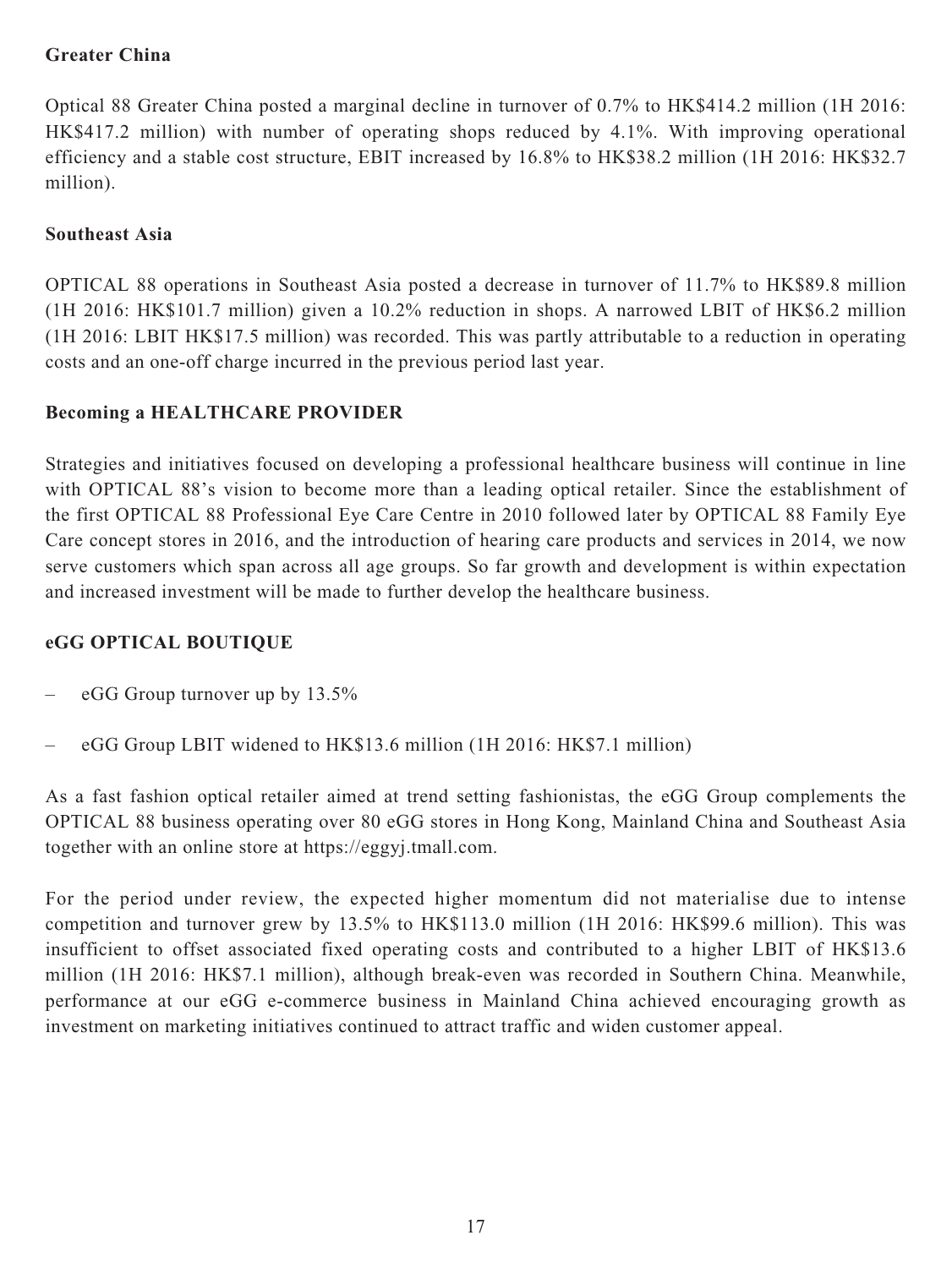**Greater China**

Optical 88 Greater China posted a marginal decline in turnover of 0.7% to HK$414.2 million (1H 2016: HK$417.2 million) with number of operating shops reduced by 4.1%. With improving operational efficiency and a stable cost structure, EBIT increased by 16.8% to HK$38.2 million (1H 2016: HK$32.7 million).

**Southeast Asia**

OPTICAL 88 operations in Southeast Asia posted a decrease in turnover of 11.7% to HK$89.8 million (1H 2016: HK$101.7 million) given a 10.2% reduction in shops. A narrowed LBIT of HK$6.2 million (1H 2016: LBIT HK$17.5 million) was recorded. This was partly attributable to a reduction in operating costs and an one-off charge incurred in the previous period last year.

**Becoming a HEALTHCARE PROVIDER**

Strategies and initiatives focused on developing a professional healthcare business will continue in line with OPTICAL 88's vision to become more than a leading optical retailer. Since the establishment of the first OPTICAL 88 Professional Eye Care Centre in 2010 followed later by OPTICAL 88 Family Eye Care concept stores in 2016, and the introduction of hearing care products and services in 2014, we now serve customers which span across all age groups. So far growth and development is within expectation and increased investment will be made to further develop the healthcare business.

**eGG OPTICAL BOUTIQUE**

- eGG Group turnover up by 13.5%
- eGG Group LBIT widened to HK$13.6 million (1H 2016: HK$7.1 million)

As a fast fashion optical retailer aimed at trend setting fashionistas, the eGG Group complements the OPTICAL 88 business operating over 80 eGG stores in Hong Kong, Mainland China and Southeast Asia together with an online store at https://eggyj.tmall.com.

For the period under review, the expected higher momentum did not materialise due to intense competition and turnover grew by 13.5% to HK$113.0 million (1H 2016: HK$99.6 million). This was insufficient to offset associated fixed operating costs and contributed to a higher LBIT of HK$13.6 million (1H 2016: HK$7.1 million), although break-even was recorded in Southern China. Meanwhile, performance at our eGG e-commerce business in Mainland China achieved encouraging growth as investment on marketing initiatives continued to attract traffic and widen customer appeal.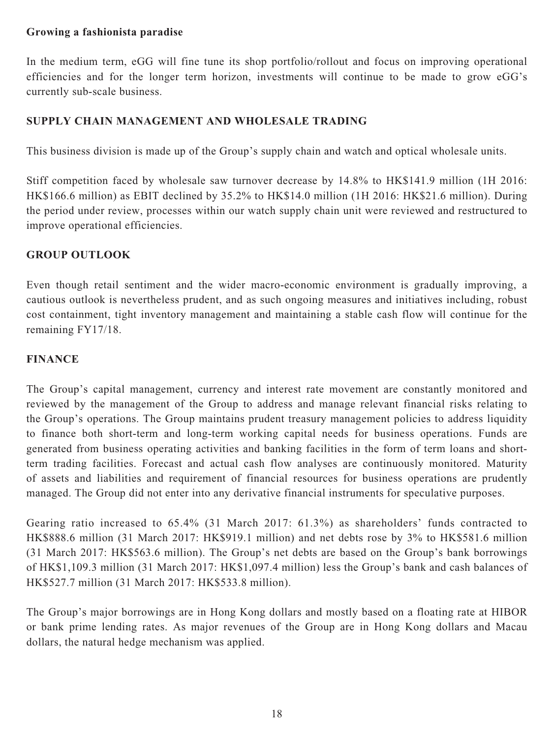**Growing a fashionista paradise**

In the medium term, eGG will fine tune its shop portfolio/rollout and focus on improving operational efficiencies and for the longer term horizon, investments will continue to be made to grow eGG's currently sub-scale business.

## SUPPLY CHAIN MANAGEMENT AND WHOLESALE TRADING

This business division is made up of the Group's supply chain and watch and optical wholesale units.

Stiff competition faced by wholesale saw turnover decrease by 14.8% to HK$141.9 million (1H 2016: HK$166.6 million) as EBIT declined by 35.2% to HK$14.0 million (1H 2016: HK$21.6 million). During the period under review, processes within our watch supply chain unit were reviewed and restructured to improve operational efficiencies.

## GROUP OUTLOOK

Even though retail sentiment and the wider macro-economic environment is gradually improving, a cautious outlook is nevertheless prudent, and as such ongoing measures and initiatives including, robust cost containment, tight inventory management and maintaining a stable cash flow will continue for the remaining FY17/18.

## FINANCE

The Group's capital management, currency and interest rate movement are constantly monitored and reviewed by the management of the Group to address and manage relevant financial risks relating to the Group's operations. The Group maintains prudent treasury management policies to address liquidity to finance both short-term and long-term working capital needs for business operations. Funds are generated from business operating activities and banking facilities in the form of term loans and short-term trading facilities. Forecast and actual cash flow analyses are continuously monitored. Maturity of assets and liabilities and requirement of financial resources for business operations are prudently managed. The Group did not enter into any derivative financial instruments for speculative purposes.

Gearing ratio increased to 65.4% (31 March 2017: 61.3%) as shareholders' funds contracted to HK$888.6 million (31 March 2017: HK$919.1 million) and net debts rose by 3% to HK$581.6 million (31 March 2017: HK$563.6 million). The Group's net debts are based on the Group's bank borrowings of HK$1,109.3 million (31 March 2017: HK$1,097.4 million) less the Group's bank and cash balances of HK$527.7 million (31 March 2017: HK$533.8 million).

The Group's major borrowings are in Hong Kong dollars and mostly based on a floating rate at HIBOR or bank prime lending rates. As major revenues of the Group are in Hong Kong dollars and Macau dollars, the natural hedge mechanism was applied.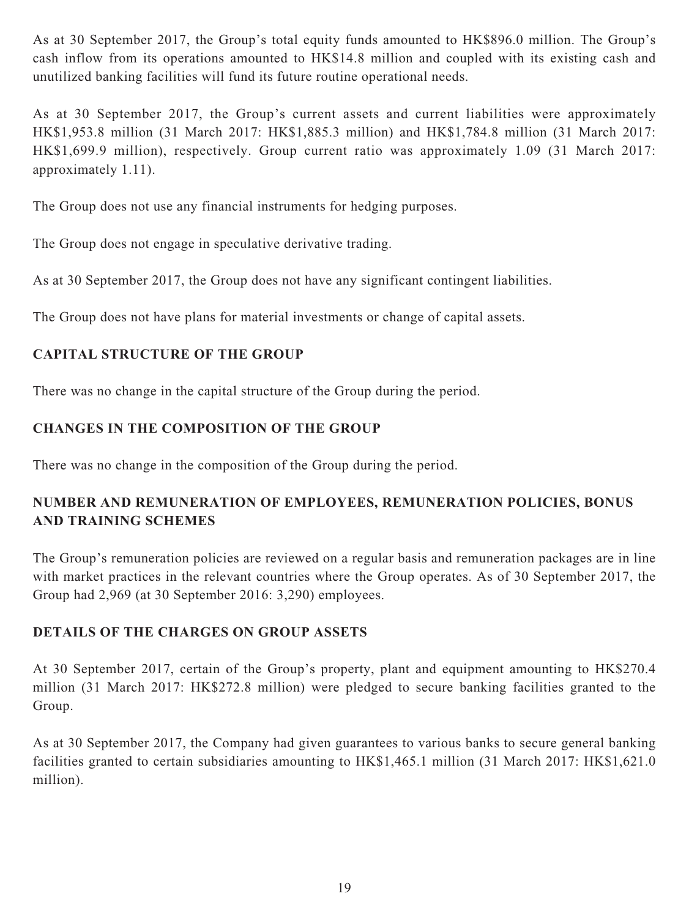As at 30 September 2017, the Group's total equity funds amounted to HK$896.0 million. The Group's cash inflow from its operations amounted to HK$14.8 million and coupled with its existing cash and unutilized banking facilities will fund its future routine operational needs.

As at 30 September 2017, the Group's current assets and current liabilities were approximately HK$1,953.8 million (31 March 2017: HK$1,885.3 million) and HK$1,784.8 million (31 March 2017: HK$1,699.9 million), respectively. Group current ratio was approximately 1.09 (31 March 2017: approximately 1.11).

The Group does not use any financial instruments for hedging purposes.

The Group does not engage in speculative derivative trading.

As at 30 September 2017, the Group does not have any significant contingent liabilities.

The Group does not have plans for material investments or change of capital assets.

## CAPITAL STRUCTURE OF THE GROUP

There was no change in the capital structure of the Group during the period.

## CHANGES IN THE COMPOSITION OF THE GROUP

There was no change in the composition of the Group during the period.

## NUMBER AND REMUNERATION OF EMPLOYEES, REMUNERATION POLICIES, BONUS AND TRAINING SCHEMES

The Group's remuneration policies are reviewed on a regular basis and remuneration packages are in line with market practices in the relevant countries where the Group operates. As of 30 September 2017, the Group had 2,969 (at 30 September 2016: 3,290) employees.

## DETAILS OF THE CHARGES ON GROUP ASSETS

At 30 September 2017, certain of the Group's property, plant and equipment amounting to HK$270.4 million (31 March 2017: HK$272.8 million) were pledged to secure banking facilities granted to the Group.

As at 30 September 2017, the Company had given guarantees to various banks to secure general banking facilities granted to certain subsidiaries amounting to HK$1,465.1 million (31 March 2017: HK$1,621.0 million).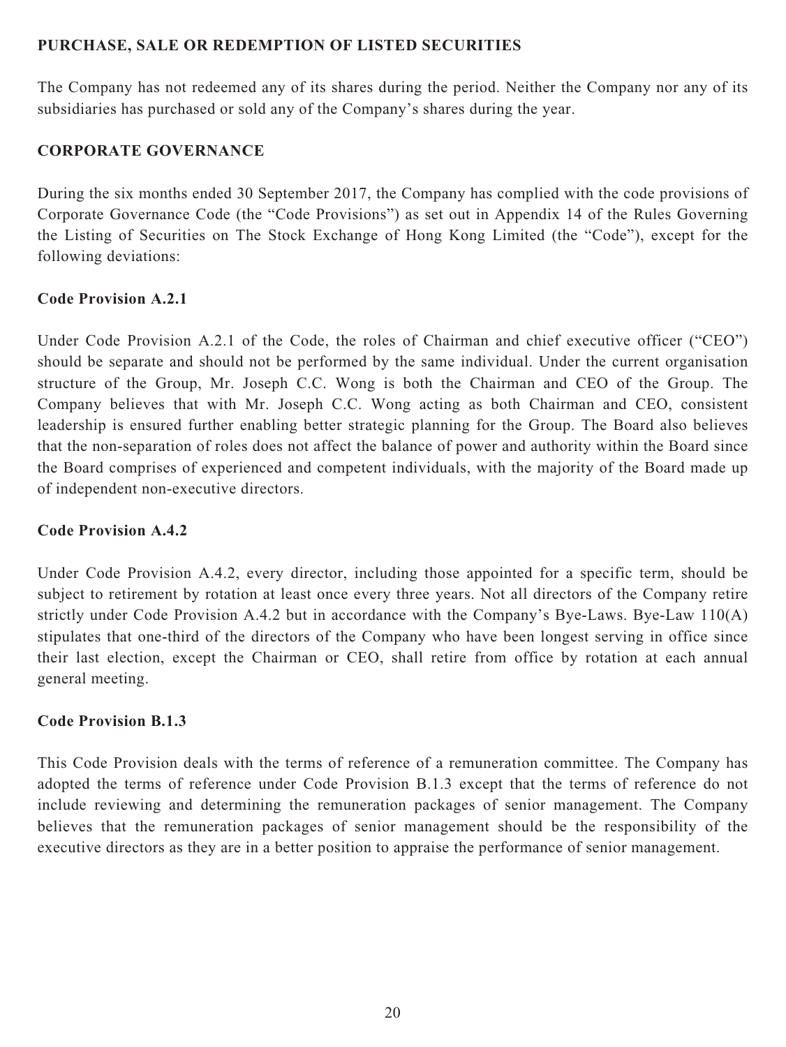## PURCHASE, SALE OR REDEMPTION OF LISTED SECURITIES

The Company has not redeemed any of its shares during the period. Neither the Company nor any of its subsidiaries has purchased or sold any of the Company's shares during the year.

## CORPORATE GOVERNANCE

During the six months ended 30 September 2017, the Company has complied with the code provisions of Corporate Governance Code (the "Code Provisions") as set out in Appendix 14 of the Rules Governing the Listing of Securities on The Stock Exchange of Hong Kong Limited (the "Code"), except for the following deviations:

### Code Provision A.2.1

Under Code Provision A.2.1 of the Code, the roles of Chairman and chief executive officer ("CEO") should be separate and should not be performed by the same individual. Under the current organisation structure of the Group, Mr. Joseph C.C. Wong is both the Chairman and CEO of the Group. The Company believes that with Mr. Joseph C.C. Wong acting as both Chairman and CEO, consistent leadership is ensured further enabling better strategic planning for the Group. The Board also believes that the non-separation of roles does not affect the balance of power and authority within the Board since the Board comprises of experienced and competent individuals, with the majority of the Board made up of independent non-executive directors.

### Code Provision A.4.2

Under Code Provision A.4.2, every director, including those appointed for a specific term, should be subject to retirement by rotation at least once every three years. Not all directors of the Company retire strictly under Code Provision A.4.2 but in accordance with the Company's Bye-Laws. Bye-Law 110(A) stipulates that one-third of the directors of the Company who have been longest serving in office since their last election, except the Chairman or CEO, shall retire from office by rotation at each annual general meeting.

### Code Provision B.1.3

This Code Provision deals with the terms of reference of a remuneration committee. The Company has adopted the terms of reference under Code Provision B.1.3 except that the terms of reference do not include reviewing and determining the remuneration packages of senior management. The Company believes that the remuneration packages of senior management should be the responsibility of the executive directors as they are in a better position to appraise the performance of senior management.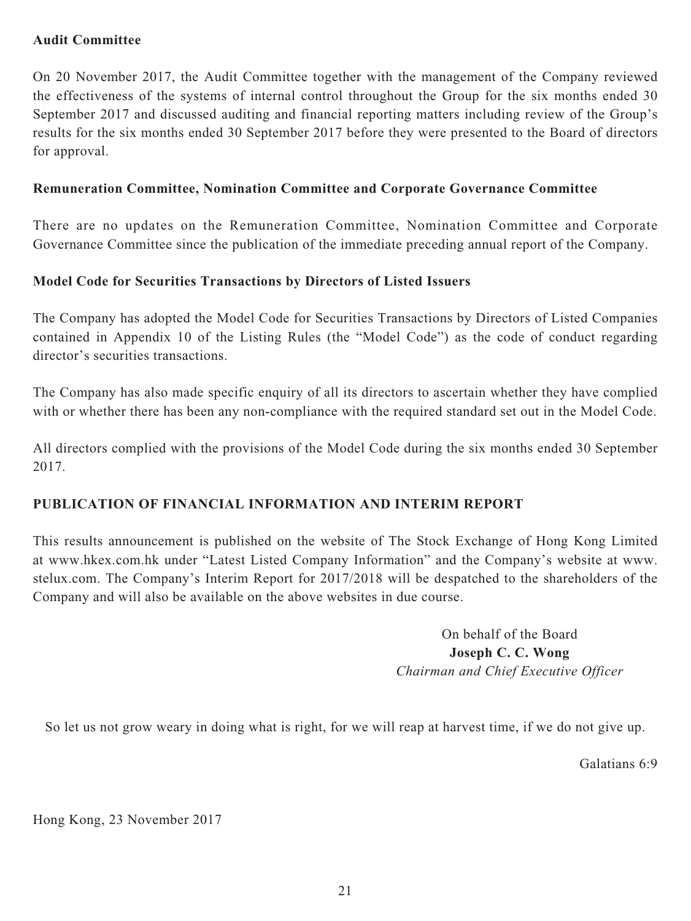### Audit Committee

On 20 November 2017, the Audit Committee together with the management of the Company reviewed the effectiveness of the systems of internal control throughout the Group for the six months ended 30 September 2017 and discussed auditing and financial reporting matters including review of the Group's results for the six months ended 30 September 2017 before they were presented to the Board of directors for approval.

### Remuneration Committee, Nomination Committee and Corporate Governance Committee

There are no updates on the Remuneration Committee, Nomination Committee and Corporate Governance Committee since the publication of the immediate preceding annual report of the Company.

### Model Code for Securities Transactions by Directors of Listed Issuers

The Company has adopted the Model Code for Securities Transactions by Directors of Listed Companies contained in Appendix 10 of the Listing Rules (the "Model Code") as the code of conduct regarding director's securities transactions.

The Company has also made specific enquiry of all its directors to ascertain whether they have complied with or whether there has been any non-compliance with the required standard set out in the Model Code.

All directors complied with the provisions of the Model Code during the six months ended 30 September 2017.

## PUBLICATION OF FINANCIAL INFORMATION AND INTERIM REPORT

This results announcement is published on the website of The Stock Exchange of Hong Kong Limited at www.hkex.com.hk under "Latest Listed Company Information" and the Company's website at www.stelux.com. The Company's Interim Report for 2017/2018 will be despatched to the shareholders of the Company and will also be available on the above websites in due course.

On behalf of the Board
**Joseph C. C. Wong**
*Chairman and Chief Executive Officer*

So let us not grow weary in doing what is right, for we will reap at harvest time, if we do not give up.

Galatians 6:9

Hong Kong, 23 November 2017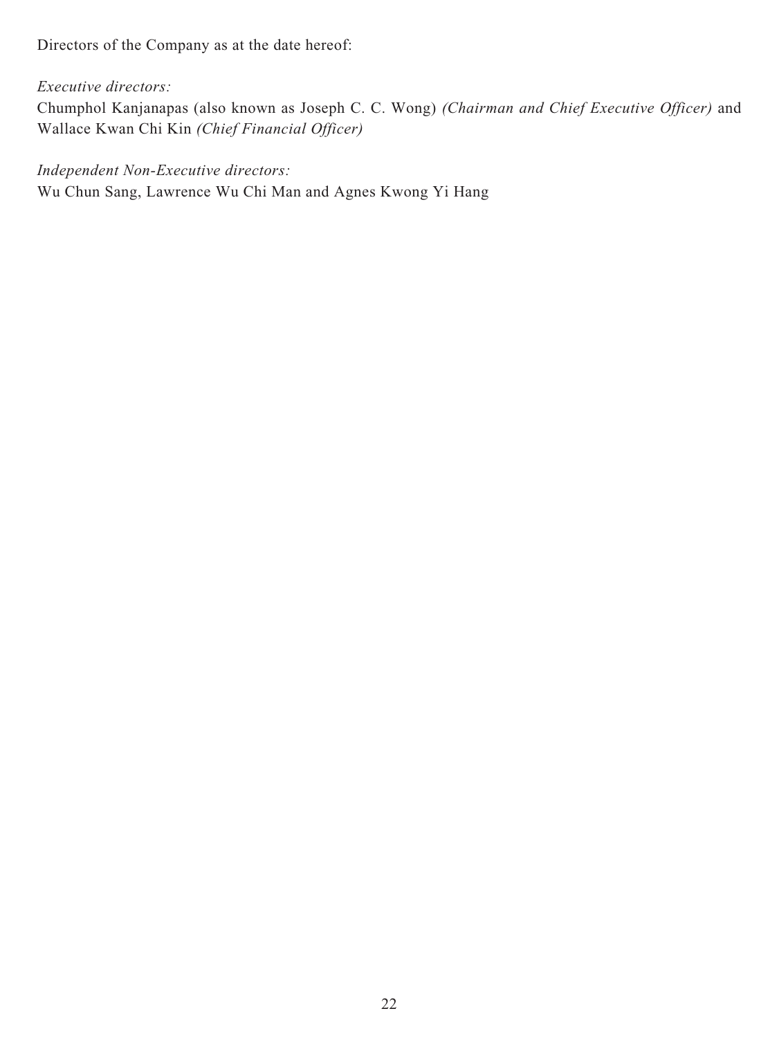Directors of the Company as at the date hereof:

*Executive directors:*

Chumphol Kanjanapas (also known as Joseph C. C. Wong) *(Chairman and Chief Executive Officer)* and Wallace Kwan Chi Kin *(Chief Financial Officer)*

*Independent Non-Executive directors:*

Wu Chun Sang, Lawrence Wu Chi Man and Agnes Kwong Yi Hang